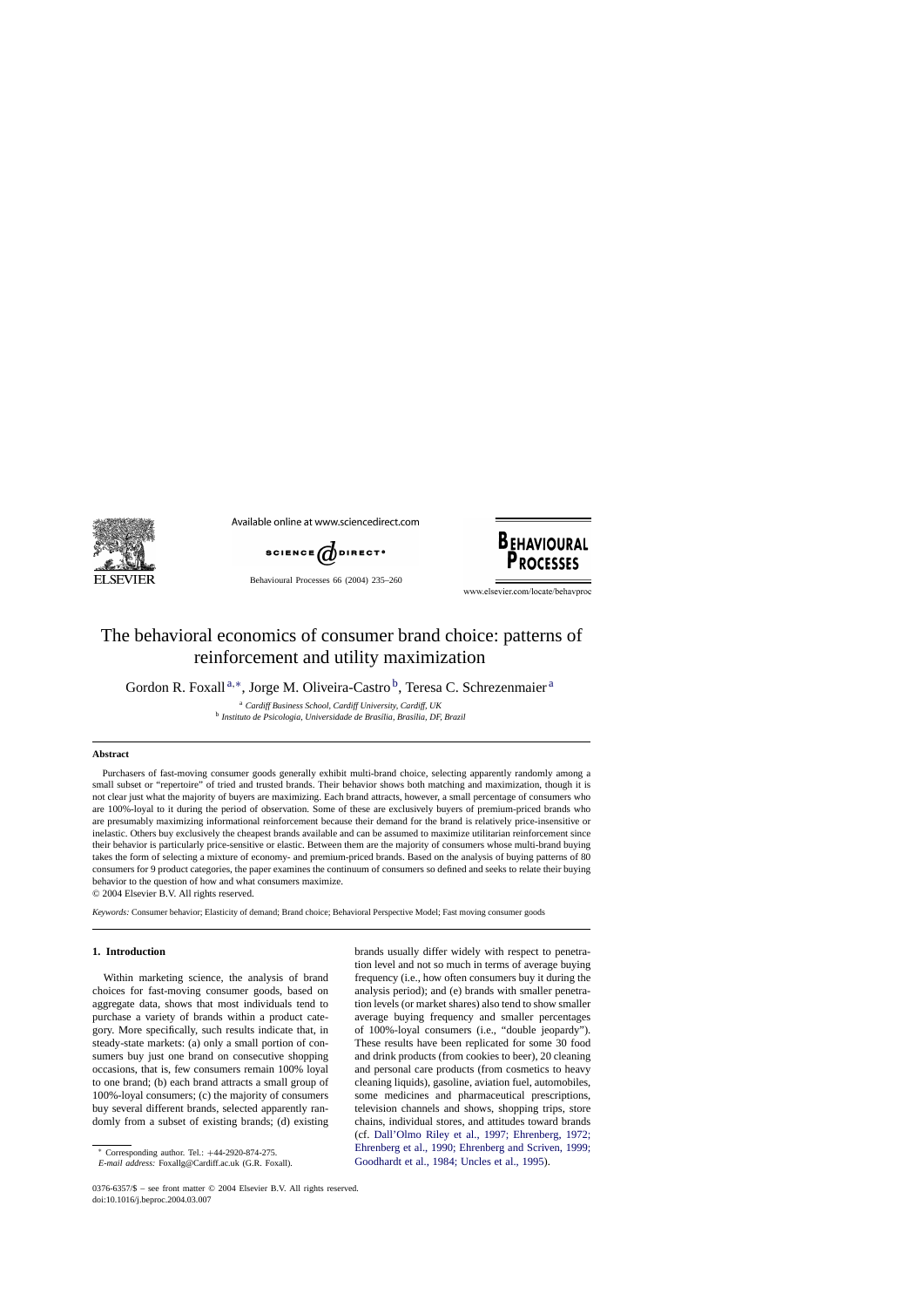# The behavioral economics of consumer brand choice: patterns of reinforcement and utility maximization

Gordon R. Foxall[a,*], Jorge M. Oliveira-Castro[b], Teresa C. Schrezenmaier[a]

[a] *Cardiff Business School, Cardiff University, Cardiff, UK*
[b] *Instituto de Psicologia, Universidade de Brasília, Brasília, DF, Brazil*

## Abstract

Purchasers of fast-moving consumer goods generally exhibit multi-brand choice, selecting apparently randomly among a small subset or "repertoire" of tried and trusted brands. Their behavior shows both matching and maximization, though it is not clear just what the majority of buyers are maximizing. Each brand attracts, however, a small percentage of consumers who are 100%-loyal to it during the period of observation. Some of these are exclusively buyers of premium-priced brands who are presumably maximizing informational reinforcement because their demand for the brand is relatively price-insensitive or inelastic. Others buy exclusively the cheapest brands available and can be assumed to maximize utilitarian reinforcement since their behavior is particularly price-sensitive or elastic. Between them are the majority of consumers whose multi-brand buying takes the form of selecting a mixture of economy- and premium-priced brands. Based on the analysis of buying patterns of 80 consumers for 9 product categories, the paper examines the continuum of consumers so defined and seeks to relate their buying behavior to the question of how and what consumers maximize.

© 2004 Elsevier B.V. All rights reserved.

*Keywords:* Consumer behavior; Elasticity of demand; Brand choice; Behavioral Perspective Model; Fast moving consumer goods

## 1. Introduction

Within marketing science, the analysis of brand choices for fast-moving consumer goods, based on aggregate data, shows that most individuals tend to purchase a variety of brands within a product category. More specifically, such results indicate that, in steady-state markets: (a) only a small portion of consumers buy just one brand on consecutive shopping occasions, that is, few consumers remain 100% loyal to one brand; (b) each brand attracts a small group of 100%-loyal consumers; (c) the majority of consumers buy several different brands, selected apparently randomly from a subset of existing brands; (d) existing brands usually differ widely with respect to penetration level and not so much in terms of average buying frequency (i.e., how often consumers buy it during the analysis period); and (e) brands with smaller penetration levels (or market shares) also tend to show smaller average buying frequency and smaller percentages of 100%-loyal consumers (i.e., "double jeopardy"). These results have been replicated for some 30 food and drink products (from cookies to beer), 20 cleaning and personal care products (from cosmetics to heavy cleaning liquids), gasoline, aviation fuel, automobiles, some medicines and pharmaceutical prescriptions, television channels and shows, shopping trips, store chains, individual stores, and attitudes toward brands (cf. Dall'Olmo Riley et al., 1997; Ehrenberg, 1972; Ehrenberg et al., 1990; Ehrenberg and Scriven, 1999; Goodhardt et al., 1984; Uncles et al., 1995).

* Corresponding author. Tel.: +44-2920-874-275.
*E-mail address:* Foxallg@Cardiff.ac.uk (G.R. Foxall).

0376-6357/$ – see front matter © 2004 Elsevier B.V. All rights reserved.
doi:10.1016/j.beproc.2004.03.007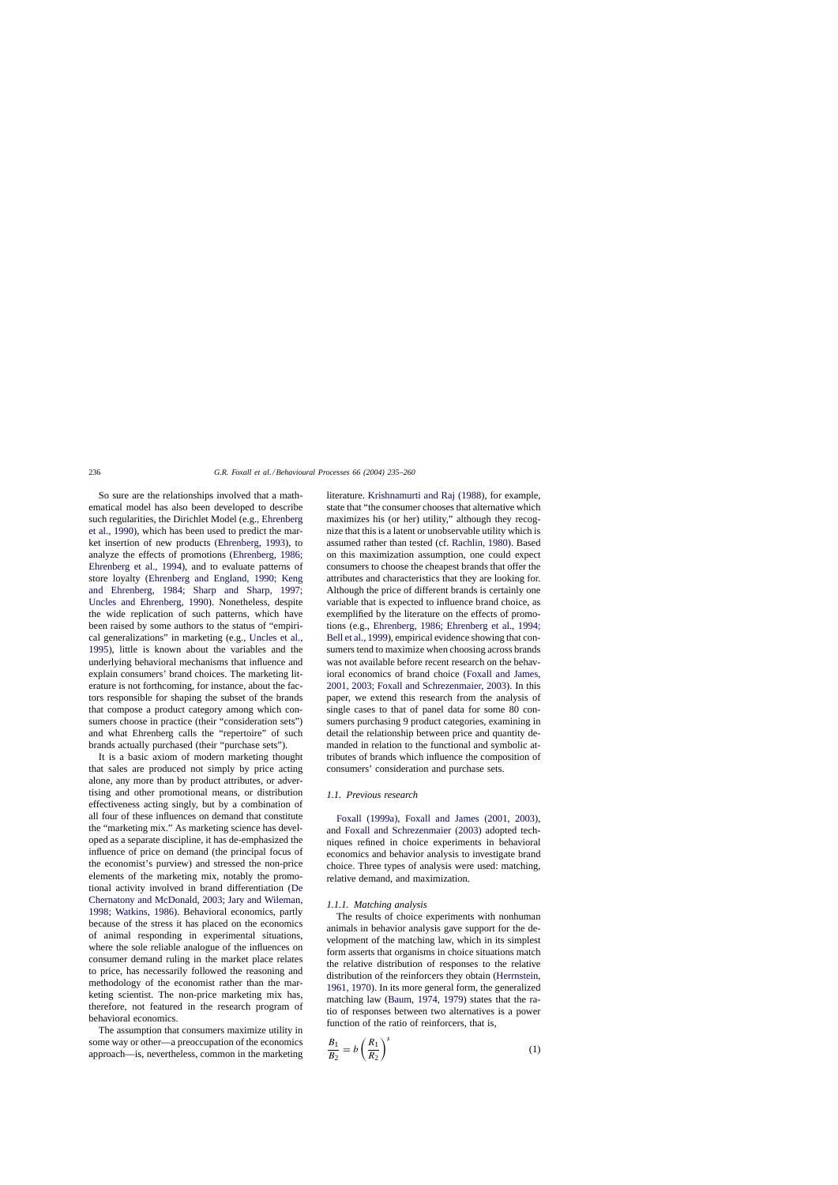So sure are the relationships involved that a mathematical model has also been developed to describe such regularities, the Dirichlet Model (e.g., Ehrenberg et al., 1990), which has been used to predict the market insertion of new products (Ehrenberg, 1993), to analyze the effects of promotions (Ehrenberg, 1986; Ehrenberg et al., 1994), and to evaluate patterns of store loyalty (Ehrenberg and England, 1990; Keng and Ehrenberg, 1984; Sharp and Sharp, 1997; Uncles and Ehrenberg, 1990). Nonetheless, despite the wide replication of such patterns, which have been raised by some authors to the status of "empirical generalizations" in marketing (e.g., Uncles et al., 1995), little is known about the variables and the underlying behavioral mechanisms that influence and explain consumers' brand choices. The marketing literature is not forthcoming, for instance, about the factors responsible for shaping the subset of the brands that compose a product category among which consumers choose in practice (their "consideration sets") and what Ehrenberg calls the "repertoire" of such brands actually purchased (their "purchase sets").

It is a basic axiom of modern marketing thought that sales are produced not simply by price acting alone, any more than by product attributes, or advertising and other promotional means, or distribution effectiveness acting singly, but by a combination of all four of these influences on demand that constitute the "marketing mix." As marketing science has developed as a separate discipline, it has de-emphasized the influence of price on demand (the principal focus of the economist's purview) and stressed the non-price elements of the marketing mix, notably the promotional activity involved in brand differentiation (De Chernatony and McDonald, 2003; Jary and Wileman, 1998; Watkins, 1986). Behavioral economics, partly because of the stress it has placed on the economics of animal responding in experimental situations, where the sole reliable analogue of the influences on consumer demand ruling in the market place relates to price, has necessarily followed the reasoning and methodology of the economist rather than the marketing scientist. The non-price marketing mix has, therefore, not featured in the research program of behavioral economics.

The assumption that consumers maximize utility in some way or other—a preoccupation of the economics approach—is, nevertheless, common in the marketing literature. Krishnamurti and Raj (1988), for example, state that "the consumer chooses that alternative which maximizes his (or her) utility," although they recognize that this is a latent or unobservable utility which is assumed rather than tested (cf. Rachlin, 1980). Based on this maximization assumption, one could expect consumers to choose the cheapest brands that offer the attributes and characteristics that they are looking for. Although the price of different brands is certainly one variable that is expected to influence brand choice, as exemplified by the literature on the effects of promotions (e.g., Ehrenberg, 1986; Ehrenberg et al., 1994; Bell et al., 1999), empirical evidence showing that consumers tend to maximize when choosing across brands was not available before recent research on the behavioral economics of brand choice (Foxall and James, 2001, 2003; Foxall and Schrezenmaier, 2003). In this paper, we extend this research from the analysis of single cases to that of panel data for some 80 consumers purchasing 9 product categories, examining in detail the relationship between price and quantity demanded in relation to the functional and symbolic attributes of brands which influence the composition of consumers' consideration and purchase sets.

### *1.1. Previous research*

Foxall (1999a), Foxall and James (2001, 2003), and Foxall and Schrezenmaier (2003) adopted techniques refined in choice experiments in behavioral economics and behavior analysis to investigate brand choice. Three types of analysis were used: matching, relative demand, and maximization.

#### *1.1.1. Matching analysis*

The results of choice experiments with nonhuman animals in behavior analysis gave support for the development of the matching law, which in its simplest form asserts that organisms in choice situations match the relative distribution of responses to the relative distribution of the reinforcers they obtain (Herrnstein, 1961, 1970). In its more general form, the generalized matching law (Baum, 1974, 1979) states that the ratio of responses between two alternatives is a power function of the ratio of reinforcers, that is,

$$\frac{B_1}{B_2} = b\left(\frac{R_1}{R_2}\right)^s \tag{1}$$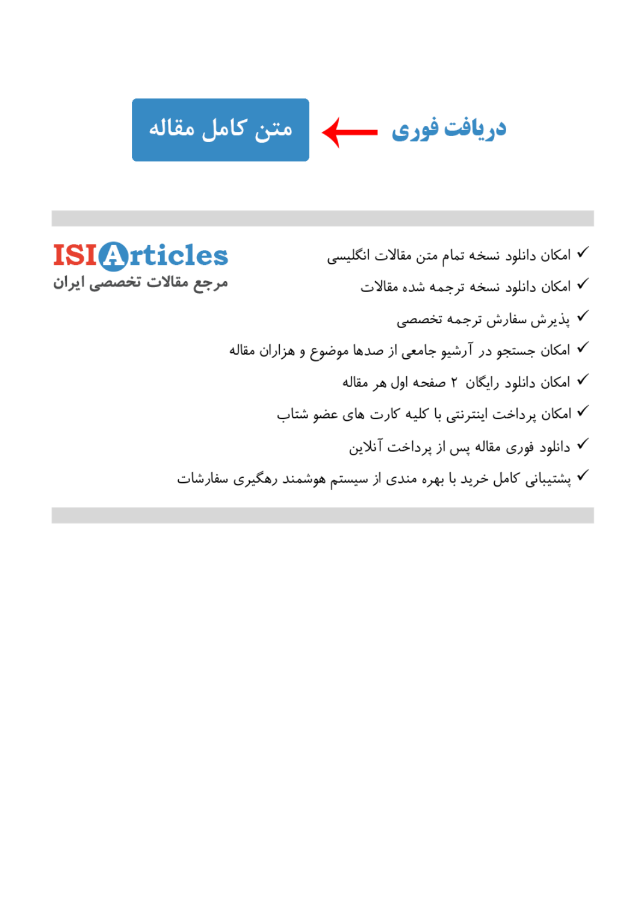دریافت فوری ← **متن کامل مقاله**

**ISIArticles**
مرجع مقالات تخصصی ایران

- ✓ امکان دانلود نسخه تمام متن مقالات انگلیسی
- ✓ امکان دانلود نسخه ترجمه شده مقالات
- ✓ پذیرش سفارش ترجمه تخصصی
- ✓ امکان جستجو در آرشیو جامعی از صدها موضوع و هزاران مقاله
- ✓ امکان دانلود رایگان ۲ صفحه اول هر مقاله
- ✓ امکان پرداخت اینترنتی با کلیه کارت های عضو شتاب
- ✓ دانلود فوری مقاله پس از پرداخت آنلاین
- ✓ پشتیبانی کامل خرید با بهره مندی از سیستم هوشمند رهگیری سفارشات